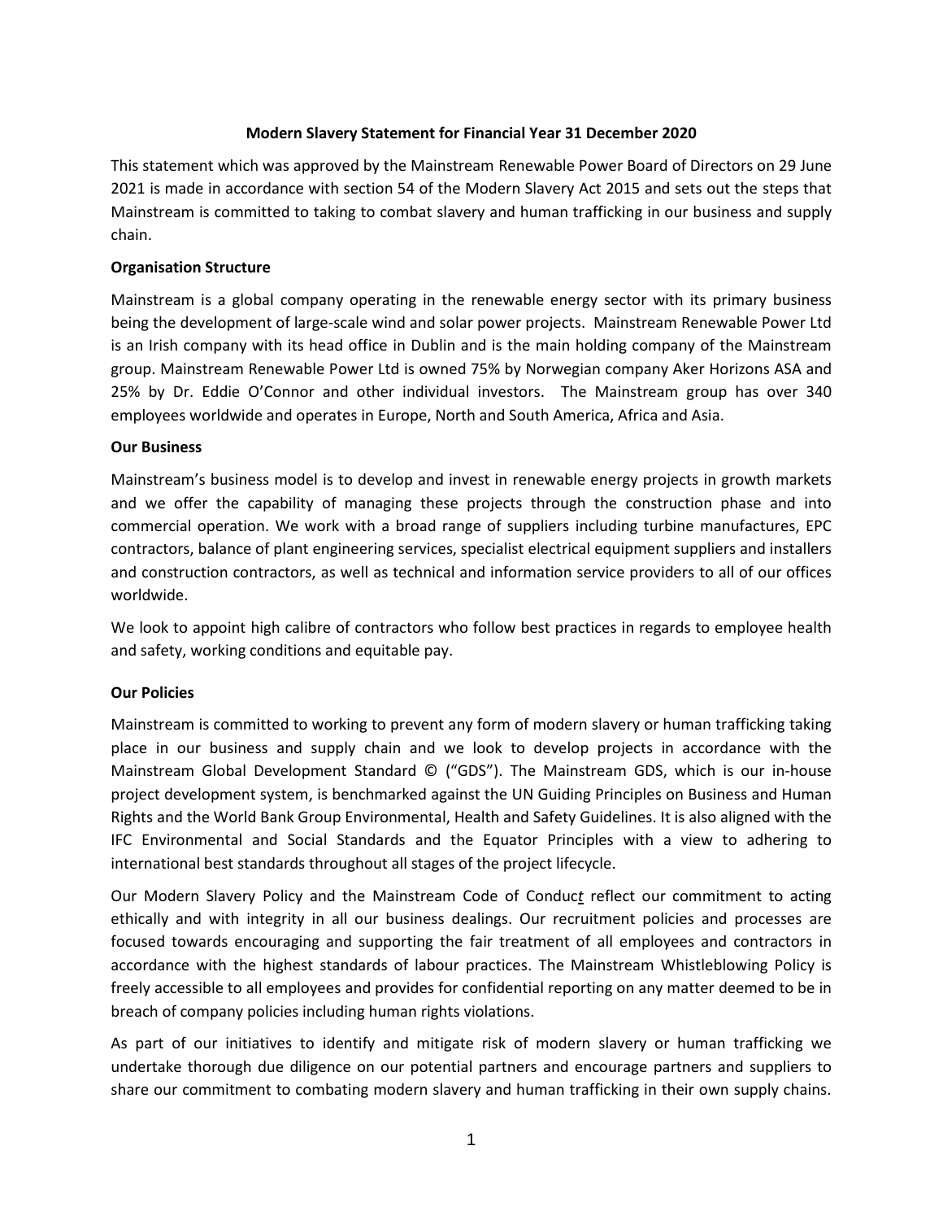**Modern Slavery Statement for Financial Year 31 December 2020**

This statement which was approved by the Mainstream Renewable Power Board of Directors on 29 June 2021 is made in accordance with section 54 of the Modern Slavery Act 2015 and sets out the steps that Mainstream is committed to taking to combat slavery and human trafficking in our business and supply chain.

**Organisation Structure**

Mainstream is a global company operating in the renewable energy sector with its primary business being the development of large-scale wind and solar power projects. Mainstream Renewable Power Ltd is an Irish company with its head office in Dublin and is the main holding company of the Mainstream group. Mainstream Renewable Power Ltd is owned 75% by Norwegian company Aker Horizons ASA and 25% by Dr. Eddie O'Connor and other individual investors. The Mainstream group has over 340 employees worldwide and operates in Europe, North and South America, Africa and Asia.

**Our Business**

Mainstream's business model is to develop and invest in renewable energy projects in growth markets and we offer the capability of managing these projects through the construction phase and into commercial operation. We work with a broad range of suppliers including turbine manufactures, EPC contractors, balance of plant engineering services, specialist electrical equipment suppliers and installers and construction contractors, as well as technical and information service providers to all of our offices worldwide.

We look to appoint high calibre of contractors who follow best practices in regards to employee health and safety, working conditions and equitable pay.

**Our Policies**

Mainstream is committed to working to prevent any form of modern slavery or human trafficking taking place in our business and supply chain and we look to develop projects in accordance with the Mainstream Global Development Standard © ("GDS"). The Mainstream GDS, which is our in-house project development system, is benchmarked against the UN Guiding Principles on Business and Human Rights and the World Bank Group Environmental, Health and Safety Guidelines. It is also aligned with the IFC Environmental and Social Standards and the Equator Principles with a view to adhering to international best standards throughout all stages of the project lifecycle.

Our Modern Slavery Policy and the Mainstream Code of Conduct reflect our commitment to acting ethically and with integrity in all our business dealings. Our recruitment policies and processes are focused towards encouraging and supporting the fair treatment of all employees and contractors in accordance with the highest standards of labour practices. The Mainstream Whistleblowing Policy is freely accessible to all employees and provides for confidential reporting on any matter deemed to be in breach of company policies including human rights violations.

As part of our initiatives to identify and mitigate risk of modern slavery or human trafficking we undertake thorough due diligence on our potential partners and encourage partners and suppliers to share our commitment to combating modern slavery and human trafficking in their own supply chains.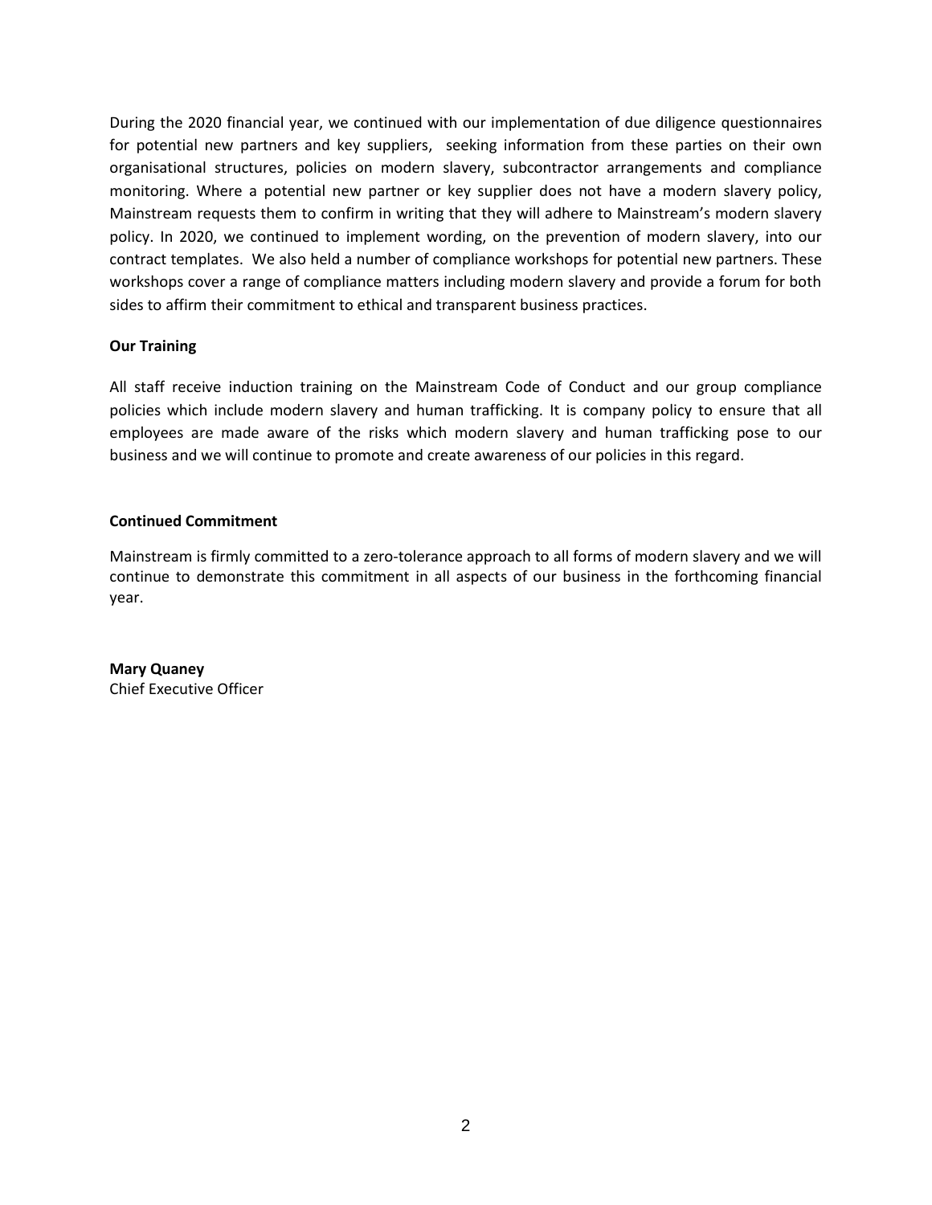During the 2020 financial year, we continued with our implementation of due diligence questionnaires for potential new partners and key suppliers, seeking information from these parties on their own organisational structures, policies on modern slavery, subcontractor arrangements and compliance monitoring. Where a potential new partner or key supplier does not have a modern slavery policy, Mainstream requests them to confirm in writing that they will adhere to Mainstream's modern slavery policy. In 2020, we continued to implement wording, on the prevention of modern slavery, into our contract templates. We also held a number of compliance workshops for potential new partners. These workshops cover a range of compliance matters including modern slavery and provide a forum for both sides to affirm their commitment to ethical and transparent business practices.

**Our Training**

All staff receive induction training on the Mainstream Code of Conduct and our group compliance policies which include modern slavery and human trafficking. It is company policy to ensure that all employees are made aware of the risks which modern slavery and human trafficking pose to our business and we will continue to promote and create awareness of our policies in this regard.

**Continued Commitment**

Mainstream is firmly committed to a zero-tolerance approach to all forms of modern slavery and we will continue to demonstrate this commitment in all aspects of our business in the forthcoming financial year.

**Mary Quaney**
Chief Executive Officer